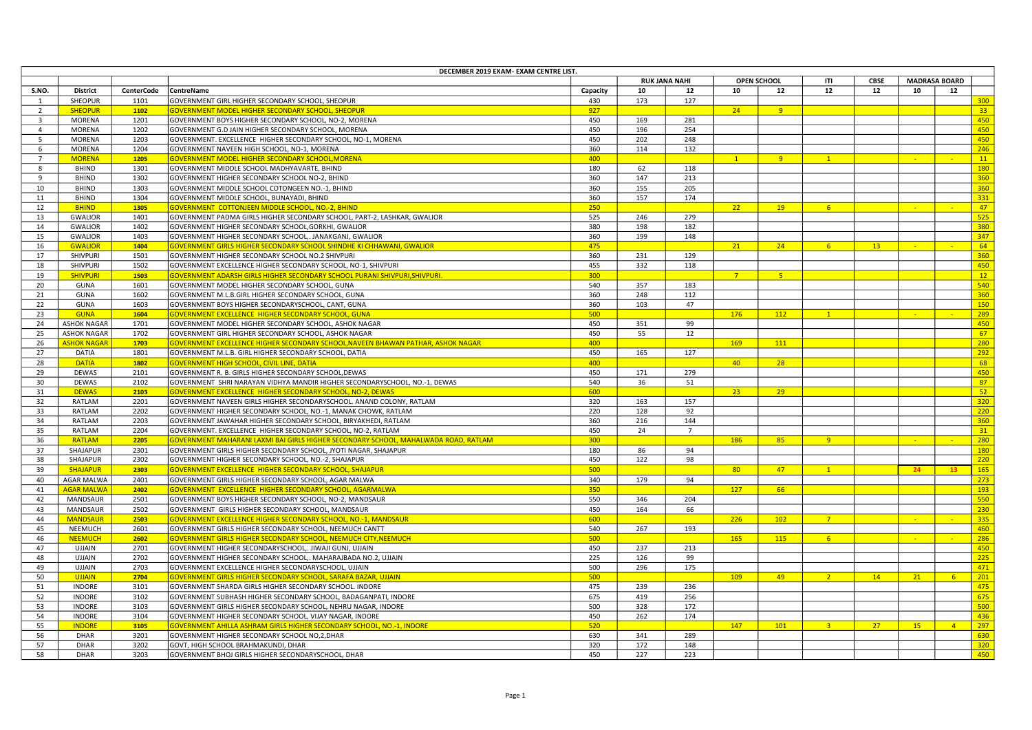| DECEMBER 2019 EXAM- EXAM CENTRE LIST. | | | | | | | | | | | | | | |
|---|---|---|---|---|---|---|---|---|---|---|---|---|---|---|
| | | | | | RUK JANA NAHI | | OPEN SCHOOL | | ITI | CBSE | MADRASA BOARD | | |
| S.NO. | District | CenterCode | CentreName | Capacity | 10 | 12 | 10 | 12 | 12 | 12 | 10 | 12 | |
| 1 | SHEOPUR | 1101 | GOVERNMENT GIRL HIGHER SECONDARY SCHOOL, SHEOPUR | 430 | 173 | 127 | | | | | | | 300 |
| 2 | SHEOPUR | 1102 | GOVERNMENT MODEL HIGHER SECONDARY SCHOOL, SHEOPUR | 927 | | | 24 | 9 | | | | | 33 |
| 3 | MORENA | 1201 | GOVERNMENT BOYS HIGHER SECONDARY SCHOOL, NO-2, MORENA | 450 | 169 | 281 | | | | | | | 450 |
| 4 | MORENA | 1202 | GOVERNMENT G.D JAIN HIGHER SECONDARY SCHOOL, MORENA | 450 | 196 | 254 | | | | | | | 450 |
| 5 | MORENA | 1203 | GOVERNMENT. EXCELLENCE HIGHER SECONDARY SCHOOL, NO-1, MORENA | 450 | 202 | 248 | | | | | | | 450 |
| 6 | MORENA | 1204 | GOVERNMENT NAVEEN HIGH SCHOOL, NO-1, MORENA | 360 | 114 | 132 | | | | | | | 246 |
| 7 | MORENA | 1205 | GOVERNMENT MODEL HIGHER SECONDARY SCHOOL,MORENA | 400 | | | 1 | 9 | 1 | | - | - | 11 |
| 8 | BHIND | 1301 | GOVERNMENT MIDDLE SCHOOL MADHYAVARTE, BHIND | 180 | 62 | 118 | | | | | | | 180 |
| 9 | BHIND | 1302 | GOVERNMENT HIGHER SECONDARY SCHOOL NO-2, BHIND | 360 | 147 | 213 | | | | | | | 360 |
| 10 | BHIND | 1303 | GOVERNMENT MIDDLE SCHOOL COTONGEEN NO.-1, BHIND | 360 | 155 | 205 | | | | | | | 360 |
| 11 | BHIND | 1304 | GOVERNMENT MIDDLE SCHOOL, BUNAYADI, BHIND | 360 | 157 | 174 | | | | | | | 331 |
| 12 | BHIND | 1305 | GOVERNMENT COTTONJEEN MIDDLE SCHOOL, NO.-2, BHIND | 250 | | | 22 | 19 | 6 | | - | - | 47 |
| 13 | GWALIOR | 1401 | GOVERNMENT PADMA GIRLS HIGHER SECONDARY SCHOOL, PART-2, LASHKAR, GWALIOR | 525 | 246 | 279 | | | | | | | 525 |
| 14 | GWALIOR | 1402 | GOVERNMENT HIGHER SECONDARY SCHOOL,GORKHI, GWALIOR | 380 | 198 | 182 | | | | | | | 380 |
| 15 | GWALIOR | 1403 | GOVERNMENT HIGHER SECONDARY SCHOOL,. JANAKGANJ, GWALIOR | 360 | 199 | 148 | | | | | | | 347 |
| 16 | GWALIOR | 1404 | GOVERNMENT GIRLS HIGHER SECONDARY SCHOOL SHINDHE KI CHHAWANI, GWALIOR | 475 | | | 21 | 24 | 6 | 13 | - | - | 64 |
| 17 | SHIVPURI | 1501 | GOVERNMENT HIGHER SECONDARY SCHOOL NO.2 SHIVPURI | 360 | 231 | 129 | | | | | | | 360 |
| 18 | SHIVPURI | 1502 | GOVERNMENT EXCELLENCE HIGHER SECONDARY SCHOOL, NO-1, SHIVPURI | 455 | 332 | 118 | | | | | | | 450 |
| 19 | SHIVPURI | 1503 | GOVERNMENT ADARSH GIRLS HIGHER SECONDARY SCHOOL PURANI SHIVPURI,SHIVPURI. | 300 | | | 7 | 5 | | | | | 12 |
| 20 | GUNA | 1601 | GOVERNMENT MODEL HIGHER SECONDARY SCHOOL, GUNA | 540 | 357 | 183 | | | | | | | 540 |
| 21 | GUNA | 1602 | GOVERNMENT M.L.B.GIRL HIGHER SECONDARY SCHOOL, GUNA | 360 | 248 | 112 | | | | | | | 360 |
| 22 | GUNA | 1603 | GOVERNMENT BOYS HIGHER SECONDARYSCHOOL, CANT, GUNA | 360 | 103 | 47 | | | | | | | 150 |
| 23 | GUNA | 1604 | GOVERNMENT EXCELLENCE HIGHER SECONDARY SCHOOL, GUNA | 500 | | | 176 | 112 | 1 | | - | - | 289 |
| 24 | ASHOK NAGAR | 1701 | GOVERNMENT MODEL HIGHER SECONDARY SCHOOL, ASHOK NAGAR | 450 | 351 | 99 | | | | | | | 450 |
| 25 | ASHOK NAGAR | 1702 | GOVERNMENT GIRL HIGHER SECONDARY SCHOOL, ASHOK NAGAR | 450 | 55 | 12 | | | | | | | 67 |
| 26 | ASHOK NAGAR | 1703 | GOVERNMENT EXCELLENCE HIGHER SECONDARY SCHOOL,NAVEEN BHAWAN PATHAR, ASHOK NAGAR | 400 | | | 169 | 111 | | | | | 280 |
| 27 | DATIA | 1801 | GOVERNMENT M.L.B. GIRL HIGHER SECONDARY SCHOOL, DATIA | 450 | 165 | 127 | | | | | | | 292 |
| 28 | DATIA | 1802 | GOVERNMENT HIGH SCHOOL, CIVIL LINE, DATIA | 400 | | | 40 | 28 | | | | | 68 |
| 29 | DEWAS | 2101 | GOVERNMENT R. B. GIRLS HIGHER SECONDARY SCHOOL,DEWAS | 450 | 171 | 279 | | | | | | | 450 |
| 30 | DEWAS | 2102 | GOVERNMENT SHRI NARAYAN VIDHYA MANDIR HIGHER SECONDARYSCHOOL, NO.-1, DEWAS | 540 | 36 | 51 | | | | | | | 87 |
| 31 | DEWAS | 2103 | GOVERNMENT EXCELLENCE HIGHER SECONDARY SCHOOL, NO-2, DEWAS | 600 | | | 23 | 29 | | | | | 52 |
| 32 | RATLAM | 2201 | GOVERNMENT NAVEEN GIRLS HIGHER SECONDARYSCHOOL. ANAND COLONY, RATLAM | 320 | 163 | 157 | | | | | | | 320 |
| 33 | RATLAM | 2202 | GOVERNMENT HIGHER SECONDARY SCHOOL, NO.-1, MANAK CHOWK, RATLAM | 220 | 128 | 92 | | | | | | | 220 |
| 34 | RATLAM | 2203 | GOVERNMENT JAWAHAR HIGHER SECONDARY SCHOOL, BIRYAKHEDI, RATLAM | 360 | 216 | 144 | | | | | | | 360 |
| 35 | RATLAM | 2204 | GOVERNMENT. EXCELLENCE HIGHER SECONDARY SCHOOL, NO-2, RATLAM | 450 | 24 | 7 | | | | | | | 31 |
| 36 | RATLAM | 2205 | GOVERNMENT MAHARANI LAXMI BAI GIRLS HIGHER SECONDARY SCHOOL, MAHALWADA ROAD, RATLAM | 300 | | | 186 | 85 | 9 | | - | - | 280 |
| 37 | SHAJAPUR | 2301 | GOVERNMENT GIRLS HIGHER SECONDARY SCHOOL, JYOTI NAGAR, SHAJAPUR | 180 | 86 | 94 | | | | | | | 180 |
| 38 | SHAJAPUR | 2302 | GOVERNMENT HIGHER SECONDARY SCHOOL, NO.-2, SHAJAPUR | 450 | 122 | 98 | | | | | | | 220 |
| 39 | SHAJAPUR | 2303 | GOVERNMENT EXCELLENCE HIGHER SECONDARY SCHOOL, SHAJAPUR | 500 | | | 80 | 47 | 1 | | 24 | 13 | 165 |
| 40 | AGAR MALWA | 2401 | GOVERNMENT GIRLS HIGHER SECONDARY SCHOOL, AGAR MALWA | 340 | 179 | 94 | | | | | | | 273 |
| 41 | AGAR MALWA | 2402 | GOVERNMENT EXCELLENCE HIGHER SECONDARY SCHOOL, AGARMALWA | 350 | | | 127 | 66 | | | | | 193 |
| 42 | MANDSAUR | 2501 | GOVERNMENT BOYS HIGHER SECONDARY SCHOOL, NO-2, MANDSAUR | 550 | 346 | 204 | | | | | | | 550 |
| 43 | MANDSAUR | 2502 | GOVERNMENT GIRLS HIGHER SECONDARY SCHOOL, MANDSAUR | 450 | 164 | 66 | | | | | | | 230 |
| 44 | MANDSAUR | 2503 | GOVERNMENT EXCELLENCE HIGHER SECONDARY SCHOOL, NO.-1, MANDSAUR | 600 | | | 226 | 102 | 7 | | - | - | 335 |
| 45 | NEEMUCH | 2601 | GOVERNMENT GIRLS HIGHER SECONDARY SCHOOL, NEEMUCH CANTT | 540 | 267 | 193 | | | | | | | 460 |
| 46 | NEEMUCH | 2602 | GOVERNMENT GIRLS HIGHER SECONDARY SCHOOL, NEEMUCH CITY,NEEMUCH | 500 | | | 165 | 115 | 6 | | - | - | 286 |
| 47 | UJJAIN | 2701 | GOVERNMENT HIGHER SECONDARYSCHOOL,. JIWAJI GUNJ, UJJAIN | 450 | 237 | 213 | | | | | | | 450 |
| 48 | UJJAIN | 2702 | GOVERNMENT HIGHER SECONDARY SCHOOL,. MAHARAJBADA NO.2, UJJAIN | 225 | 126 | 99 | | | | | | | 225 |
| 49 | UJJAIN | 2703 | GOVERNMENT EXCELLENCE HIGHER SECONDARYSCHOOL, UJJAIN | 500 | 296 | 175 | | | | | | | 471 |
| 50 | UJJAIN | 2704 | GOVERNMENT GIRLS HIGHER SECONDARY SCHOOL, SARAFA BAZAR, UJJAIN | 500 | | | 109 | 49 | 2 | 14 | 21 | 6 | 201 |
| 51 | INDORE | 3101 | GOVERNMENT SHARDA GIRLS HIGHER SECONDARY SCHOOL. INDORE | 475 | 239 | 236 | | | | | | | 475 |
| 52 | INDORE | 3102 | GOVERNMENT SUBHASH HIGHER SECONDARY SCHOOL, BADAGANPATI, INDORE | 675 | 419 | 256 | | | | | | | 675 |
| 53 | INDORE | 3103 | GOVERNMENT GIRLS HIGHER SECONDARY SCHOOL, NEHRU NAGAR, INDORE | 500 | 328 | 172 | | | | | | | 500 |
| 54 | INDORE | 3104 | GOVERNMENT HIGHER SECONDARY SCHOOL, VIJAY NAGAR, INDORE | 450 | 262 | 174 | | | | | | | 436 |
| 55 | INDORE | 3105 | GOVERNMENT AHILLA ASHRAM GIRLS HIGHER SECONDARY SCHOOL, NO.-1, INDORE | 520 | | | 147 | 101 | 3 | 27 | 15 | 4 | 297 |
| 56 | DHAR | 3201 | GOVERNMENT HIGHER SECONDARY SCHOOL NO,2,DHAR | 630 | 341 | 289 | | | | | | | 630 |
| 57 | DHAR | 3202 | GOVT, HIGH SCHOOL BRAHMAKUNDI, DHAR | 320 | 172 | 148 | | | | | | | 320 |
| 58 | DHAR | 3203 | GOVERNMENT BHOJ GIRLS HIGHER SECONDARYSCHOOL, DHAR | 450 | 227 | 223 | | | | | | | 450 |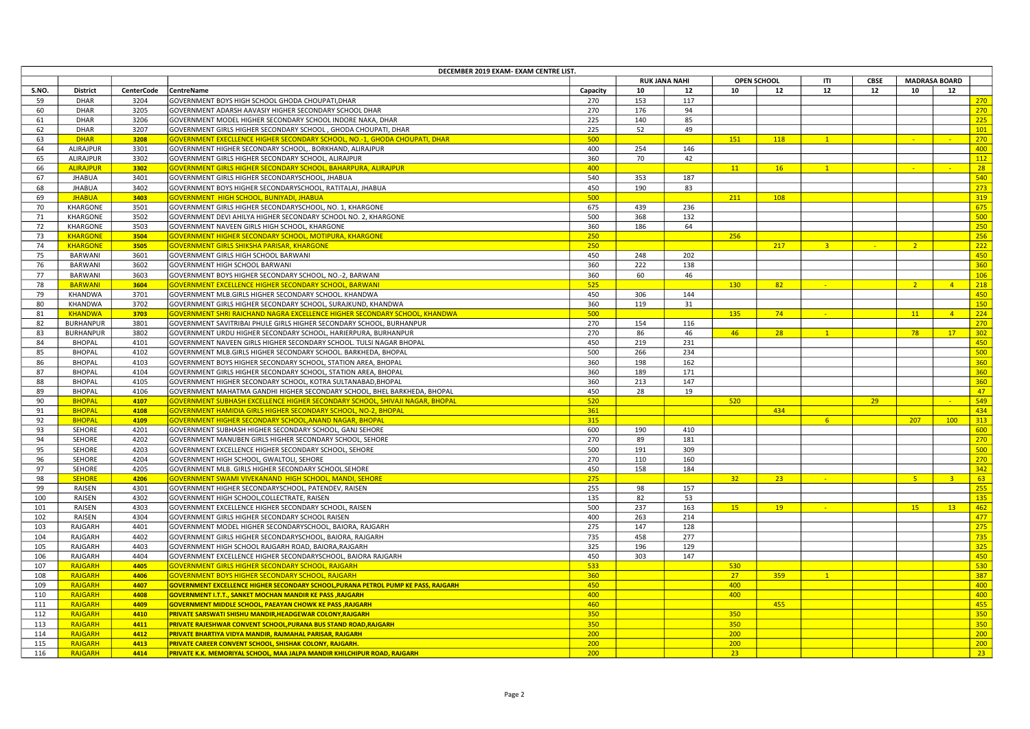| DECEMBER 2019 EXAM- EXAM CENTRE LIST. | | | | | | | | | | | | | |
|---|---|---|---|---|---|---|---|---|---|---|---|---|---|
| | | | | | RUK JANA NAHI | | OPEN SCHOOL | | ITI | CBSE | MADRASA BOARD | | |
| S.NO. | District | CenterCode | CentreName | Capacity | 10 | 12 | 10 | 12 | 12 | 12 | 10 | 12 | |
| 59 | DHAR | 3204 | GOVERNMENT BOYS HIGH SCHOOL GHODA CHOUPATI,DHAR | 270 | 153 | 117 | | | | | | | 270 |
| 60 | DHAR | 3205 | GOVERNMENT ADARSH AAVASIY HIGHER SECONDARY SCHOOL DHAR | 270 | 176 | 94 | | | | | | | 270 |
| 61 | DHAR | 3206 | GOVERNMENT MODEL HIGHER SECONDARY SCHOOL INDORE NAKA, DHAR | 225 | 140 | 85 | | | | | | | 225 |
| 62 | DHAR | 3207 | GOVERNMENT GIRLS HIGHER SECONDARY SCHOOL , GHODA CHOUPATI, DHAR | 225 | 52 | 49 | | | | | | | 101 |
| 63 | DHAR | 3208 | GOVERNMENT EXECLLENCE HIGHER SECONDARY SCHOOL, NO.-1, GHODA CHOUPATI, DHAR | 500 | | | 151 | 118 | 1 | | - | - | 270 |
| 64 | ALIRAJPUR | 3301 | GOVERNMENT HIGHER SECONDARY SCHOOL,. BORKHAND, ALIRAJPUR | 400 | 254 | 146 | | | | | | | 400 |
| 65 | ALIRAJPUR | 3302 | GOVERNMENT GIRLS HIGHER SECONDARY SCHOOL, ALIRAJPUR | 360 | 70 | 42 | | | | | | | 112 |
| 66 | ALIRAJPUR | 3302 | GOVERNMENT GIRLS HIGHER SECONDARY SCHOOL, BAHARPURA, ALIRAJPUR | 400 | | | 11 | 16 | 1 | | - | - | 28 |
| 67 | JHABUA | 3401 | GOVERNMENT GIRLS HIGHER SECONDARYSCHOOL, JHABUA | 540 | 353 | 187 | | | | | | | 540 |
| 68 | JHABUA | 3402 | GOVERNMENT BOYS HIGHER SECONDARYSCHOOL, RATITALAI, JHABUA | 450 | 190 | 83 | | | | | | | 273 |
| 69 | JHABUA | 3403 | GOVERNMENT HIGH SCHOOL, BUNIYADI, JHABUA | 500 | | | 211 | 108 | | | | | 319 |
| 70 | KHARGONE | 3501 | GOVERNMENT GIRLS HIGHER SECONDARYSCHOOL, NO. 1, KHARGONE | 675 | 439 | 236 | | | | | | | 675 |
| 71 | KHARGONE | 3502 | GOVERNMENT DEVI AHILYA HIGHER SECONDARY SCHOOL NO. 2, KHARGONE | 500 | 368 | 132 | | | | | | | 500 |
| 72 | KHARGONE | 3503 | GOVERNMENT NAVEEN GIRLS HIGH SCHOOL, KHARGONE | 360 | 186 | 64 | | | | | | | 250 |
| 73 | KHARGONE | 3504 | GOVERNMENT HIGHER SECONDARY SCHOOL, MOTIPURA, KHARGONE | 250 | | | 256 | | | | | | 256 |
| 74 | KHARGONE | 3505 | GOVERNMENT GIRLS SHIKSHA PARISAR, KHARGONE | 250 | | | | 217 | 3 | - | 2 | | 222 |
| 75 | BARWANI | 3601 | GOVERNMENT GIRLS HIGH SCHOOL BARWANI | 450 | 248 | 202 | | | | | | | 450 |
| 76 | BARWANI | 3602 | GOVERNMENT HIGH SCHOOL BARWANI | 360 | 222 | 138 | | | | | | | 360 |
| 77 | BARWANI | 3603 | GOVERNMENT BOYS HIGHER SECONDARY SCHOOL, NO.-2, BARWANI | 360 | 60 | 46 | | | | | | | 106 |
| 78 | BARWANI | 3604 | GOVERNMENT EXCELLENCE HIGHER SECONDARY SCHOOL, BARWANI | 525 | | | 130 | 82 | - | | 2 | 4 | 218 |
| 79 | KHANDWA | 3701 | GOVERNMENT MLB.GIRLS HIGHER SECONDARY SCHOOL. KHANDWA | 450 | 306 | 144 | | | | | | | 450 |
| 80 | KHANDWA | 3702 | GOVERNMENT GIRLS HIGHER SECONDARY SCHOOL, SURAJKUND, KHANDWA | 360 | 119 | 31 | | | | | | | 150 |
| 81 | KHANDWA | 3703 | GOVERNMENT SHRI RAICHAND NAGRA EXCELLENCE HIGHER SECONDARY SCHOOL, KHANDWA | 500 | | | 135 | 74 | - | | 11 | 4 | 224 |
| 82 | BURHANPUR | 3801 | GOVERNMENT SAVITRIBAI PHULE GIRLS HIGHER SECONDARY SCHOOL, BURHANPUR | 270 | 154 | 116 | | | | | | | 270 |
| 83 | BURHANPUR | 3802 | GOVERNMENT URDU HIGHER SECONDARY SCHOOL, HARIERPURA, BURHANPUR | 270 | 86 | 46 | 46 | 28 | 1 | | 78 | 17 | 302 |
| 84 | BHOPAL | 4101 | GOVERNMENT NAVEEN GIRLS HIGHER SECONDARY SCHOOL. TULSI NAGAR BHOPAL | 450 | 219 | 231 | | | | | | | 450 |
| 85 | BHOPAL | 4102 | GOVERNMENT MLB.GIRLS HIGHER SECONDARY SCHOOL. BARKHEDA, BHOPAL | 500 | 266 | 234 | | | | | | | 500 |
| 86 | BHOPAL | 4103 | GOVERNMENT BOYS HIGHER SECONDARY SCHOOL, STATION AREA, BHOPAL | 360 | 198 | 162 | | | | | | | 360 |
| 87 | BHOPAL | 4104 | GOVERNMENT GIRLS HIGHER SECONDARY SCHOOL, STATION AREA, BHOPAL | 360 | 189 | 171 | | | | | | | 360 |
| 88 | BHOPAL | 4105 | GOVERNMENT HIGHER SECONDARY SCHOOL, KOTRA SULTANABAD,BHOPAL | 360 | 213 | 147 | | | | | | | 360 |
| 89 | BHOPAL | 4106 | GOVERNMENT MAHATMA GANDHI HIGHER SECONDARY SCHOOL, BHEL BARKHEDA, BHOPAL | 450 | 28 | 19 | | | | | | | 47 |
| 90 | BHOPAL | 4107 | GOVERNMENT SUBHASH EXCELLENCE HIGHER SECONDARY SCHOOL, SHIVAJI NAGAR, BHOPAL | 520 | | | 520 | | | 29 | | - | 549 |
| 91 | BHOPAL | 4108 | GOVERNMENT HAMIDIA GIRLS HIGHER SECONDARY SCHOOL, NO-2, BHOPAL | 361 | | | | 434 | | | | | 434 |
| 92 | BHOPAL | 4109 | GOVERNMENT HIGHER SECONDARY SCHOOL,ANAND NAGAR, BHOPAL | 315 | | | | | 6 | | 207 | 100 | 313 |
| 93 | SEHORE | 4201 | GOVERNMENT SUBHASH HIGHER SECONDARY SCHOOL, GANJ SEHORE | 600 | 190 | 410 | | | | | | | 600 |
| 94 | SEHORE | 4202 | GOVERNMENT MANUBEN GIRLS HIGHER SECONDARY SCHOOL, SEHORE | 270 | 89 | 181 | | | | | | | 270 |
| 95 | SEHORE | 4203 | GOVERNMENT EXCELLENCE HIGHER SECONDARY SCHOOL, SEHORE | 500 | 191 | 309 | | | | | | | 500 |
| 96 | SEHORE | 4204 | GOVERNMENT HIGH SCHOOL, GWALTOLI, SEHORE | 270 | 110 | 160 | | | | | | | 270 |
| 97 | SEHORE | 4205 | GOVERNMENT MLB. GIRLS HIGHER SECONDARY SCHOOL.SEHORE | 450 | 158 | 184 | | | | | | | 342 |
| 98 | SEHORE | 4206 | GOVERNMENT SWAMI VIVEKANAND HIGH SCHOOL, MANDI, SEHORE | 275 | | | 32 | 23 | - | | 5 | 3 | 63 |
| 99 | RAISEN | 4301 | GOVERNMENT HIGHER SECONDARYSCHOOL, PATENDEV, RAISEN | 255 | 98 | 157 | | | | | | | 255 |
| 100 | RAISEN | 4302 | GOVERNMENT HIGH SCHOOL,COLLECTRATE, RAISEN | 135 | 82 | 53 | | | | | | | 135 |
| 101 | RAISEN | 4303 | GOVERNMENT EXCELLENCE HIGHER SECONDARY SCHOOL, RAISEN | 500 | 237 | 163 | 15 | 19 | - | | 15 | 13 | 462 |
| 102 | RAISEN | 4304 | GOVERNMENT GIRLS HIGHER SECONDARY SCHOOL RAISEN | 400 | 263 | 214 | | | | | | | 477 |
| 103 | RAJGARH | 4401 | GOVERNMENT MODEL HIGHER SECONDARYSCHOOL, BAIORA, RAJGARH | 275 | 147 | 128 | | | | | | | 275 |
| 104 | RAJGARH | 4402 | GOVERNMENT GIRLS HIGHER SECONDARYSCHOOL, BAIORA, RAJGARH | 735 | 458 | 277 | | | | | | | 735 |
| 105 | RAJGARH | 4403 | GOVERNMENT HIGH SCHOOL RAJGARH ROAD, BAIORA,RAJGARH | 325 | 196 | 129 | | | | | | | 325 |
| 106 | RAJGARH | 4404 | GOVERNMENT EXCELLENCE HIGHER SECONDARYSCHOOL, BAIORA RAJGARH | 450 | 303 | 147 | | | | | | | 450 |
| 107 | RAJGARH | 4405 | GOVERNMENT GIRLS HIGHER SECONDARY SCHOOL, RAJGARH | 533 | | | 530 | | | | | | 530 |
| 108 | RAJGARH | 4406 | GOVERNMENT BOYS HIGHER SECONDARY SCHOOL, RAJGARH | 360 | | | 27 | 359 | 1 | | | | 387 |
| 109 | RAJGARH | 4407 | GOVERNMENT EXCELLENCE HIGHER SECONDARY SCHOOL,PURANA PETROL PUMP KE PASS, RAJGARH | 450 | | | 400 | | | | | | 400 |
| 110 | RAJGARH | 4408 | GOVERNMENT I.T.T., SANKET MOCHAN MANDIR KE PASS ,RAJGARH | 400 | | | 400 | | | | | | 400 |
| 111 | RAJGARH | 4409 | GOVERNMENT MIDDLE SCHOOL, PAEAYAN CHOWK KE PASS ,RAJGARH | 460 | | | | 455 | | | | | 455 |
| 112 | RAJGARH | 4410 | PRIVATE SARSWATI SHISHU MANDIR,HEADGEWAR COLONY,RAJGARH | 350 | | | 350 | | | | | | 350 |
| 113 | RAJGARH | 4411 | PRIVATE RAJESHWAR CONVENT SCHOOL,PURANA BUS STAND ROAD,RAJGARH | 350 | | | 350 | | | | | | 350 |
| 114 | RAJGARH | 4412 | PRIVATE BHARTIYA VIDYA MANDIR, RAJMAHAL PARISAR, RAJGARH | 200 | | | 200 | | | | | | 200 |
| 115 | RAJGARH | 4413 | PRIVATE CAREER CONVENT SCHOOL, SHISHAK COLONY, RAJGARH. | 200 | | | 200 | | | | | | 200 |
| 116 | RAJGARH | 4414 | PRIVATE K.K. MEMORIYAL SCHOOL, MAA JALPA MANDIR KHILCHIPUR ROAD, RAJGARH | 200 | | | 23 | | | | | | 23 |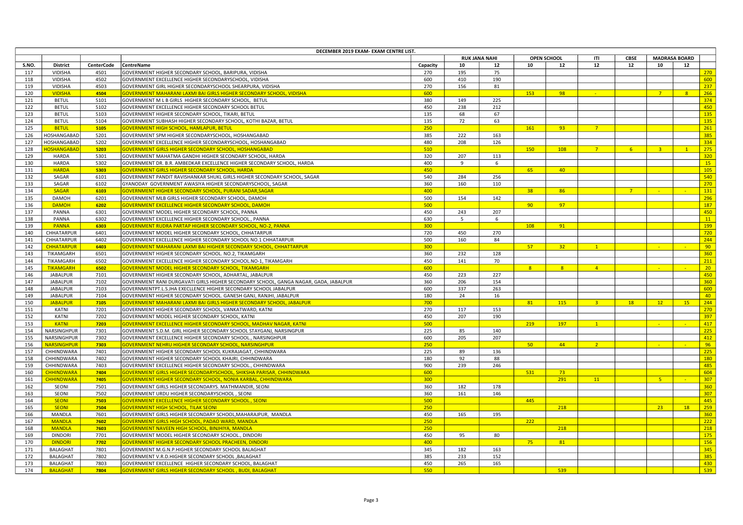| DECEMBER 2019 EXAM- EXAM CENTRE LIST. | | | | | | | | | | | | | | |
|---|---|---|---|---|---|---|---|---|---|---|---|---|---|---|
| | | | | | RUK JANA NAHI | | OPEN SCHOOL | | ITI | CBSE | MADRASA BOARD | | |
| S.NO. | District | CenterCode | CentreName | Capacity | 10 | 12 | 10 | 12 | 12 | 12 | 10 | 12 | |
| 117 | VIDISHA | 4501 | GOVERNMENT HIGHER SECONDARY SCHOOL, BARIPURA, VIDISHA | 270 | 195 | 75 | | | | | | | 270 |
| 118 | VIDISHA | 4502 | GOVERNMENT EXCELLENCE HIGHER SECONDARYSCHOOL, VIDISHA | 600 | 410 | 190 | | | | | | | 600 |
| 119 | VIDISHA | 4503 | GOVERNMENT GIRL HIGHER SECONDARYSCHOOL SHEARPURA, VIDISHA | 270 | 156 | 81 | | | | | | | 237 |
| 120 | VIDISHA | 4504 | GOVERNMENT MAHARANI LAXMI BAI GIRLS HIGHER SECONDARY SCHOOL, VIDISHA | 600 | | | 153 | 98 | - | | 7 | 8 | 266 |
| 121 | BETUL | 5101 | GOVERNMENT M L B GIRLS HIGHER SECONDARY SCHOOL, BETUL | 380 | 149 | 225 | | | | | | | 374 |
| 122 | BETUL | 5102 | GOVERNMENT EXCELLENCE HIGHER SECONDARY SCHOOL BETUL | 450 | 238 | 212 | | | | | | | 450 |
| 123 | BETUL | 5103 | GOVERNMENT HIGHER SECONDARY SCHOOL, TIKARI, BETUL | 135 | 68 | 67 | | | | | | | 135 |
| 124 | BETUL | 5104 | GOVERNMENT SUBHASH HIGHER SECONDARY SCHOOL, KOTHI BAZAR, BETUL | 135 | 72 | 63 | | | | | | | 135 |
| 125 | BETUL | 5105 | GOVERNMENT HIGH SCHOOL, HAMLAPUR, BETUL | 250 | | | 161 | 93 | 7 | | | | 261 |
| 126 | HOSHANGABAD | 5201 | GOVERNMENT SPM HIGHER SECONDARYSCHOOL, HOSHANGABAD | 385 | 222 | 163 | | | | | | | 385 |
| 127 | HOSHANGABAD | 5202 | GOVERNMENT EXCELLENCE HIGHER SECONDARYSCHOOL, HOSHANGABAD | 480 | 208 | 126 | | | | | | | 334 |
| 128 | HOSHANGABAD | 5203 | GOVERNMENT GIRLS HIGHER SECONDARY SCHOOL, HOSHANGABAD | 510 | | | 150 | 108 | 7 | 6 | 3 | 1 | 275 |
| 129 | HARDA | 5301 | GOVERNMENT MAHATMA GANDHI HIGHER SECONDARY SCHOOL, HARDA | 320 | 207 | 113 | | | | | | | 320 |
| 130 | HARDA | 5302 | GOVERNMENT DR. B.R. AMBEDKAR EXCELLENCE HIGHER SECONDARY SCHOOL, HARDA | 400 | 9 | 6 | | | | | | | 15 |
| 131 | HARDA | 5303 | GOVERNMENT GIRLS HIGHER SECONDARY SCHOOL, HARDA | 450 | | | 65 | 40 | | | | | 105 |
| 132 | SAGAR | 6101 | GOVERNMENT PANDIT RAVISHANKAR SHUKL GIRLS HIGHER SECONDARY SCHOOL, SAGAR | 540 | 284 | 256 | | | | | | | 540 |
| 133 | SAGAR | 6102 | GYANODAY GOVERNMENT AWASIYA HIGHER SECONDARYSCHOOL, SAGAR | 360 | 160 | 110 | | | | | | | 270 |
| 134 | SAGAR | 6103 | GOVERNMENT HIGHER SECONDARY SCHOOL, PURANI SADAR,SAGAR | 400 | | | 38 | 86 | | 7 | - | - | 131 |
| 135 | DAMOH | 6201 | GOVERNMENT MLB GIRLS HIGHER SECONDARY SCHOOL, DAMOH | 500 | 154 | 142 | | | | | | | 296 |
| 136 | DAMOH | 6202 | GOVERNMENT EXCELLENCE HIGHER SECONDARY SCHOOL, DAMOH | 500 | | | 90 | 97 | | | | | 187 |
| 137 | PANNA | 6301 | GOVERNMENT MODEL HIGHER SECONDARY SCHOOL, PANNA | 450 | 243 | 207 | | | | | | | 450 |
| 138 | PANNA | 6302 | GOVERNMENT EXCELLENCE HIGHER SECONDARY SCHOOL., PANNA | 630 | 5 | 6 | | | | | | | 11 |
| 139 | PANNA | 6303 | GOVERNMENT RUDRA PARTAP HIGHER SECONDARY SCHOOL, NO-2, PANNA | 300 | | | 108 | 91 | | | | | 199 |
| 140 | CHHATARPUR | 6401 | GOVERNMENT MODEL HIGHER SECONDARY SCHOOL, CHHATARPUR | 720 | 450 | 270 | | | | | | | 720 |
| 141 | CHHATARPUR | 6402 | GOVERNMENT EXCELLENCE HIGHER SECONDARY SCHOOL NO.1 CHHATARPUR | 500 | 160 | 84 | | | | | | | 244 |
| 142 | CHHATARPUR | 6403 | GOVERNMENT MAHARANI LAXMI BAI HIGHER SECONDARY SCHOOL, CHHATTARPUR | 300 | | | 57 | 32 | 1 | | - | - | 90 |
| 143 | TIKAMGARH | 6501 | GOVERNMENT HIGHER SECONDARY SCHOOL. NO.2, TIKAMGARH | 360 | 232 | 128 | | | | | | | 360 |
| 144 | TIKAMGARH | 6502 | GOVERNMENT EXCELLENCE HIGHER SECONDARY SCHOOL.NO-1, TIKAMGARH | 450 | 141 | 70 | | | | | | | 211 |
| 145 | TIKAMGARH | 6502 | GOVERNMENT MODEL HIGHER SECONDARY SCHOOL, TIKAMGARH | 600 | | | 8 | 8 | 4 | | - | - | 20 |
| 146 | JABALPUR | 7101 | GOVERNMENT HIGHER SECONDARY SCHOOL, ADHARTAL, JABALPUR | 450 | 223 | 227 | | | | | | | 450 |
| 147 | JABALPUR | 7102 | GOVERNMENT RANI DURGAVATI GIRLS HIGHER SECONDARY SCHOOL, GANGA NAGAR, GADA, JABALPUR | 360 | 206 | 154 | | | | | | | 360 |
| 148 | JABALPUR | 7103 | GOVERNMENTPT.L.S.JHA EXECLLENCE HIGHER SECONDARY SCHOOL JABALPUR | 600 | 337 | 263 | | | | | | | 600 |
| 149 | JABALPUR | 7104 | GOVERNMENT HIGHER SECONDARY SCHOOL. GANESH GANJ, RANJHI, JABALPUR | 180 | 24 | 16 | | | | | | | 40 |
| 150 | JABALPUR | 7105 | GOVERNMENT MAHARANI LAXMI BAI GIRLS HIGHER SECONDARY SCHOOL, JABALPUR | 700 | | | 81 | 115 | 3 | 18 | 12 | 15 | 244 |
| 151 | KATNI | 7201 | GOVERNMENT HIGHER SECONDARY SCHOOL, VANKATWARD, KATNI | 270 | 117 | 153 | | | | | | | 270 |
| 152 | KATNI | 7202 | GOVERNMENT MODEL HIGHER SECONDARY SCHOOL, KATNI | 450 | 207 | 190 | | | | | | | 397 |
| 153 | KATNI | 7203 | GOVERNMENT EXCELLENCE HIGHER SECONDARY SCHOOL, MADHAV NAGAR, KATNI | 500 | | | 219 | 197 | 1 | | - | - | 417 |
| 154 | NARSINGHPUR | 7301 | GOVERNMENT S.D.M. GIRL HIGHER SECONDARY SCHOOL STAYGANJ, NARSINGPUR | 225 | 85 | 140 | | | | | | | 225 |
| 155 | NARSINGHPUR | 7302 | GOVERNMENT EXCELLENCE HIGHER SECONDARY SCHOOL., NARSINGHPUR | 600 | 205 | 207 | | | | | | | 412 |
| 156 | NARSINGHPUR | 7303 | GOVERNMENT NEHRU HIGHER SECONDARY SCHOOL, NARSINGHPUR | 250 | | | 50 | 44 | 2 | | - | - | 96 |
| 157 | CHHINDWARA | 7401 | GOVERNMENT HIGHER SECONDARY SCHOOL KUKRAJAGAT, CHHINDWARA | 225 | 89 | 136 | | | | | | | 225 |
| 158 | CHHINDWARA | 7402 | GOVERNMENT HIGHER SECONDARY SCHOOL KHAJRI, CHHINDWARA | 180 | 92 | 88 | | | | | | | 180 |
| 159 | CHHINDWARA | 7403 | GOVERNMENT EXCELLENCE HIGHER SECONDARY SCHOOL., CHHINDWARA | 900 | 239 | 246 | | | | | | | 485 |
| 160 | CHHINDWARA | 7404 | GOVERNMENT GIRLS HIGHER SECONDARYSCHOOL, SHIKSHA PARISAR, CHHINDWARA | 600 | | | 531 | 73 | | | | | 604 |
| 161 | CHHINDWARA | 7405 | GOVERNMENT HIGHER SECONDARY SCHOOL, NONIA KARBAL, CHHINDWARA | 300 | | | | 291 | 11 | | 5 | - | 307 |
| 162 | SEONI | 7501 | GOVERNMENT GIRLS HIGHER SECONDARYS. MATHMANDIR, SEONI | 360 | 182 | 178 | | | | | | | 360 |
| 163 | SEONI | 7502 | GOVERNMENT URDU HIGHER SECONDARYSCHOOL , SEONI | 360 | 161 | 146 | | | | | | | 307 |
| 164 | SEONI | 7503 | GOVERNMENT EXCELLENCE HIGHER SECONDARY SCHOOL., SEONI | 500 | | | 445 | | | | | | 445 |
| 165 | SEONI | 7504 | GOVERNMENT HIGH SCHOOL, TILAK SEONI | 250 | | | | 218 | | | 23 | 18 | 259 |
| 166 | MANDLA | 7601 | GOVERNMENT GIRLS HIGHER SECONDARY SCHOOL,MAHARAJPUR, MANDLA | 450 | 165 | 195 | | | | | | | 360 |
| 167 | MANDLA | 7602 | GOVERNMENT GIRLS HIGH SCHOOL, PADAO WARD, MANDLA | 250 | | | 222 | | | | | | 222 |
| 168 | MANDLA | 7603 | GOVERNMENT NAVEEN HIGH SCHOOL, BINJHIYA, MANDLA | 250 | | | | 218 | | | | | 218 |
| 169 | DINDORI | 7701 | GOVERNMENT MODEL HIGHER SECONDARY SCHOOL., DINDORI | 450 | 95 | 80 | | | | | | | 175 |
| 170 | DINDORI | 7702 | GOVERNMENT HIGHER SECONDARY SCHOOL PRACHEEN, DINDORI | 400 | | | 75 | 81 | | | | | 156 |
| 171 | BALAGHAT | 7801 | GOVERNMENT M.G.N.P.HIGHER SECONDARY SCHOOL BALAGHAT | 345 | 182 | 163 | | | | | | | 345 |
| 172 | BALAGHAT | 7802 | GOVERNMENT V.R.D.HIGHER SECONDARY SCHOOL ,BALAGHAT | 385 | 233 | 152 | | | | | | | 385 |
| 173 | BALAGHAT | 7803 | GOVERNMENT EXCELLENCE HIGHER SECONDARY SCHOOL, BALAGHAT | 450 | 265 | 165 | | | | | | | 430 |
| 174 | BALAGHAT | 7804 | GOVERNMENT GIRLS HIGHER SECONDARY SCHOOL , BUDI, BALAGHAT | 550 | | | | 539 | | | | | 539 |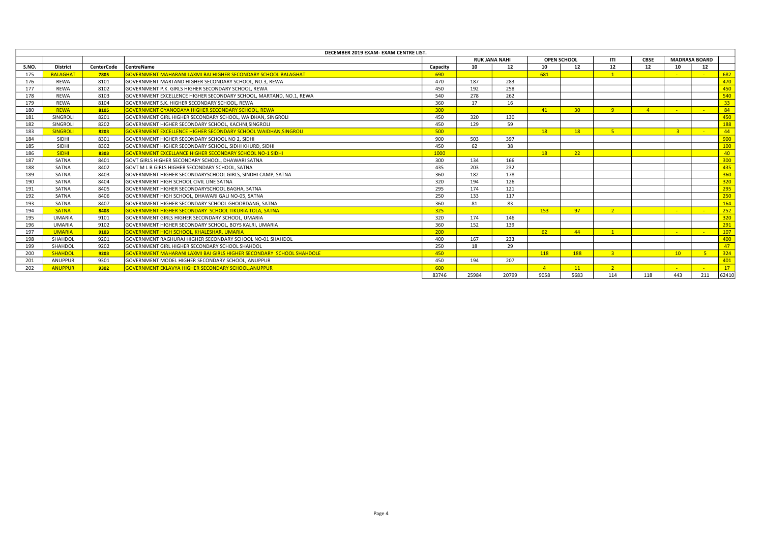| DECEMBER 2019 EXAM- EXAM CENTRE LIST. | | | | | | | | | | | | | | |
|---|---|---|---|---|---|---|---|---|---|---|---|---|---|---|
| | | | | | RUK JANA NAHI | | OPEN SCHOOL | | ITI | CBSE | MADRASA BOARD | | |
| S.NO. | District | CenterCode | CentreName | Capacity | 10 | 12 | 10 | 12 | 12 | 12 | 10 | 12 | |
| 175 | BALAGHAT | 7805 | GOVERNMENT MAHARANI LAXMI BAI HIGHER SECONDARY SCHOOL BALAGHAT | 690 | | | 681 | | 1 | | - | - | 682 |
| 176 | REWA | 8101 | GOVERNMENT MARTAND HIGHER SECONDARY SCHOOL, NO.3, REWA | 470 | 187 | 283 | | | | | | | 470 |
| 177 | REWA | 8102 | GOVERNMENT P.K. GIRLS HIGHER SECONDARY SCHOOL, REWA | 450 | 192 | 258 | | | | | | | 450 |
| 178 | REWA | 8103 | GOVERNMENT EXCELLENCE HIGHER SECONDARY SCHOOL, MARTAND, NO.1, REWA | 540 | 278 | 262 | | | | | | | 540 |
| 179 | REWA | 8104 | GOVERNMENT S.K. HIGHER SECONDARY SCHOOL, REWA | 360 | 17 | 16 | | | | | | | 33 |
| 180 | REWA | 8105 | GOVERNMENT GYANODAYA HIGHER SECONDARY SCHOOL, REWA | 300 | | | 41 | 30 | 9 | 4 | - | - | 84 |
| 181 | SINGROLI | 8201 | GOVERNMENT GIRL HIGHER SECONDARY SCHOOL, WAIDHAN, SINGROLI | 450 | 320 | 130 | | | | | | | 450 |
| 182 | SINGROLI | 8202 | GOVERNMENT HIGHER SECONDARY SCHOOL, KACHNI,SINGROLI | 450 | 129 | 59 | | | | | | | 188 |
| 183 | SINGROLI | 8203 | GOVERNMENT EXCELLENCE HIGHER SECONDARY SCHOOL WAIDHAN,SINGROLI | 500 | | | 18 | 18 | 5 | | 3 | - | 44 |
| 184 | SIDHI | 8301 | GOVERNMENT HIGHER SECONDARY SCHOOL NO 2, SIDHI | 900 | 503 | 397 | | | | | | | 900 |
| 185 | SIDHI | 8302 | GOVERNMENT HIGHER SECONDARY SCHOOL, SIDHI KHURD, SIDHI | 450 | 62 | 38 | | | | | | | 100 |
| 186 | SIDHI | 8303 | GOVERNMENT EXCELLANCE HIGHER SECONDARY SCHOOL NO-1 SIDHI | 1000 | | | 18 | 22 | | | | | 40 |
| 187 | SATNA | 8401 | GOVT GIRLS HIGHER SECONDARY SCHOOL, DHAWARI SATNA | 300 | 134 | 166 | | | | | | | 300 |
| 188 | SATNA | 8402 | GOVT M L B GIRLS HIGHER SECONDARY SCHOOL, SATNA | 435 | 203 | 232 | | | | | | | 435 |
| 189 | SATNA | 8403 | GOVERNMENT HIGHER SECONDARYSCHOOL GIRLS, SINDHI CAMP, SATNA | 360 | 182 | 178 | | | | | | | 360 |
| 190 | SATNA | 8404 | GOVERNMENT HIGH SCHOOL CIVIL LINE SATNA | 320 | 194 | 126 | | | | | | | 320 |
| 191 | SATNA | 8405 | GOVERNMENT HIGHER SECONDARYSCHOOL BAGHA, SATNA | 295 | 174 | 121 | | | | | | | 295 |
| 192 | SATNA | 8406 | GOVERNMENT HIGH SCHOOL, DHAWARI GALI NO-05, SATNA | 250 | 133 | 117 | | | | | | | 250 |
| 193 | SATNA | 8407 | GOVERNMENT HIGHER SECONDARY SCHOOL GHOORDANG, SATNA | 360 | 81 | 83 | | | | | | | 164 |
| 194 | SATNA | 8408 | GOVERNMENT HIGHER SECONDARY SCHOOL TIKURIA TOLA, SATNA | 325 | | | 153 | 97 | 2 | | - | - | 252 |
| 195 | UMARIA | 9101 | GOVERNMENT GIRLS HIGHER SECONDARY SCHOOL, UMARIA | 320 | 174 | 146 | | | | | | | 320 |
| 196 | UMARIA | 9102 | GOVERNMENT HIGHER SECONDARY SCHOOL, BOYS KALRI, UMARIA | 360 | 152 | 139 | | | | | | | 291 |
| 197 | UMARIA | 9103 | GOVERNMENT HIGH SCHOOL, KHALESHAR, UMARIA | 200 | | | 62 | 44 | 1 | | - | - | 107 |
| 198 | SHAHDOL | 9201 | GOVERNMENT RAGHURAJ HIGHER SECONDARY SCHOOL NO-01 SHAHDOL | 400 | 167 | 233 | | | | | | | 400 |
| 199 | SHAHDOL | 9202 | GOVERNMENT GIRL HIGHER SECONDARY SCHOOL SHAHDOL | 250 | 18 | 29 | | | | | | | 47 |
| 200 | SHAHDOL | 9203 | GOVERNMENT MAHARANI LAXMI BAI GIRLS HIGHER SECONDARY SCHOOL SHAHDOLE | 450 | | | 118 | 188 | 3 | | 10 | 5 | 324 |
| 201 | ANUPPUR | 9301 | GOVERNMENT MODEL HIGHER SECONDARY SCHOOL, ANUPPUR | 450 | 194 | 207 | | | | | | | 401 |
| 202 | ANUPPUR | 9302 | GOVERNMENT EKLAVYA HIGHER SECONDARY SCHOOL,ANUPPUR | 600 | | | 4 | 11 | 2 | | - | - | 17 |
| | | | | 83746 | 25984 | 20799 | 9058 | 5683 | 114 | 118 | 443 | 211 | 62410 |